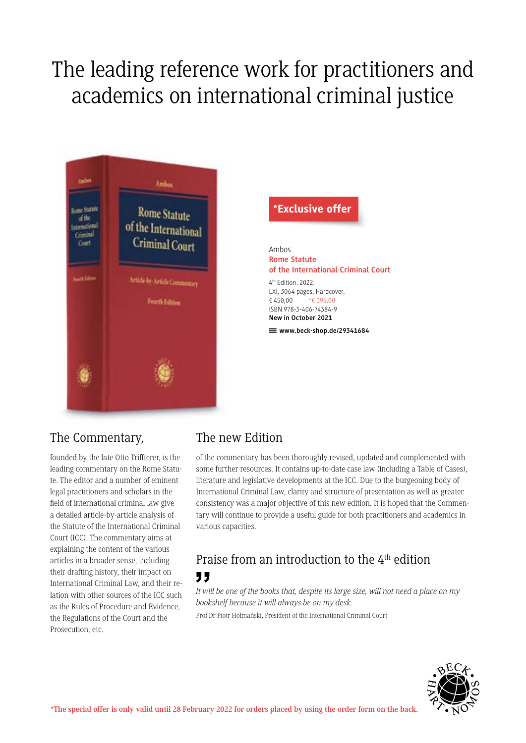# The leading reference work for practitioners and academics on international criminal justice

**\*Exclusive offer**

Ambos
**Rome Statute of the International Criminal Court**

4th Edition. 2022.
LXI, 3064 pages. Hardcover.
€ 450,00 \*€ 395.00
ISBN 978-3-406-74384-9
**New in October 2021**

**www.beck-shop.de/29341684**

## The Commentary,

founded by the late Otto Triffterer, is the leading commentary on the Rome Statute. The editor and a number of eminent legal practitioners and scholars in the field of international criminal law give a detailed article-by-article analysis of the Statute of the International Criminal Court (ICC). The commentary aims at explaining the content of the various articles in a broader sense, including their drafting history, their impact on International Criminal Law, and their relation with other sources of the ICC such as the Rules of Procedure and Evidence, the Regulations of the Court and the Prosecution, etc.

## The new Edition

of the commentary has been thoroughly revised, updated and complemented with some further resources. It contains up-to-date case law (including a Table of Cases), literature and legislative developments at the ICC. Due to the burgeoning body of International Criminal Law, clarity and structure of presentation as well as greater consistency was a major objective of this new edition. It is hoped that the Commentary will continue to provide a useful guide for both practitioners and academics in various capacities.

## Praise from an introduction to the 4th edition

*It will be one of the books that, despite its large size, will not need a place on my bookshelf because it will always be on my desk.*

Prof Dr Piotr Hofmański, President of the International Criminal Court

\*The special offer is only valid until 28 February 2022 for orders placed by using the order form on the back.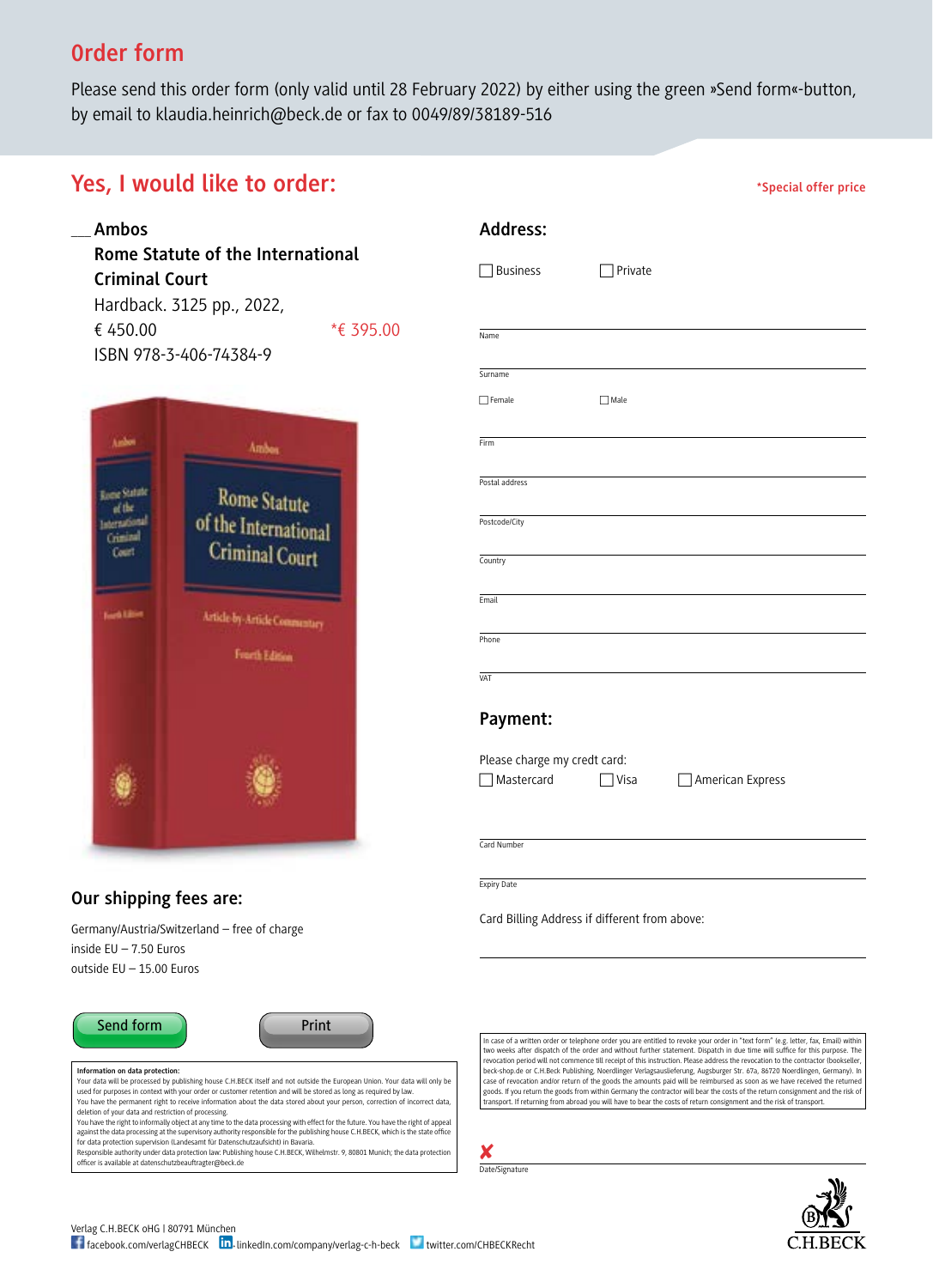# Order form

Please send this order form (only valid until 28 February 2022) by either using the green »Send form«-button, by email to klaudia.heinrich@beck.de or fax to 0049/89/38189-516

## Yes, I would like to order:

*Special offer price

___ **Ambos**
**Rome Statute of the International Criminal Court**
Hardback. 3125 pp., 2022,
€ 450.00 *€ 395.00
ISBN 978-3-406-74384-9

### Our shipping fees are:

Germany/Austria/Switzerland – free of charge
inside EU – 7.50 Euros
outside EU – 15.00 Euros

Send form

Print

**Information on data protection:**
Your data will be processed by publishing house C.H.BECK itself and not outside the European Union. Your data will only be used for purposes in context with your order or customer retention and will be stored as long as required by law.
You have the permanent right to receive information about the data stored about your person, correction of incorrect data, deletion of your data and restriction of processing.
You have the right to informally object at any time to the data processing with effect for the future. You have the right of appeal against the data processing at the supervisory authority responsible for the publishing house C.H.BECK, which is the state office for data protection supervision (Landesamt für Datenschutzaufsicht) in Bavaria.
Responsible authority under data protection law: Publishing house C.H.BECK, Wilhelmstr. 9, 80801 Munich; the data protection officer is available at datenschutzbeauftragter@beck.de

## Address:

☐ Business ☐ Private

Name

Surname

☐ Female ☐ Male

Firm

Postal address

Postcode/City

Country

Email

Phone

VAT

## Payment:

Please charge my credt card:

☐ Mastercard ☐ Visa ☐ American Express

Card Number

Expiry Date

Card Billing Address if different from above:

In case of a written order or telephone order you are entitled to revoke your order in "text form" (e.g. letter, fax, Email) within two weeks after dispatch of the order and without further statement. Dispatch in due time will suffice for this purpose. The revocation period will not commence till receipt of this instruction. Please address the revocation to the contractor (bookseller, beck-shop.de or C.H.Beck Publishing, Noerdlinger Verlagsauslieferung, Augsburger Str. 67a, 86720 Noerdlingen, Germany). In case of revocation and/or return of the goods the amounts paid will be reimbursed as soon as we have received the returned goods. If you return the goods from within Germany the contractor will bear the costs of the return consignment and the risk of transport. If returning from abroad you will have to bear the costs of return consignment and the risk of transport.

✘

Date/Signature

Verlag C.H.BECK oHG | 80791 München
facebook.com/verlagCHBECK linkedln.com/company/verlag-c-h-beck twitter.com/CHBECKRecht

C.H.BECK